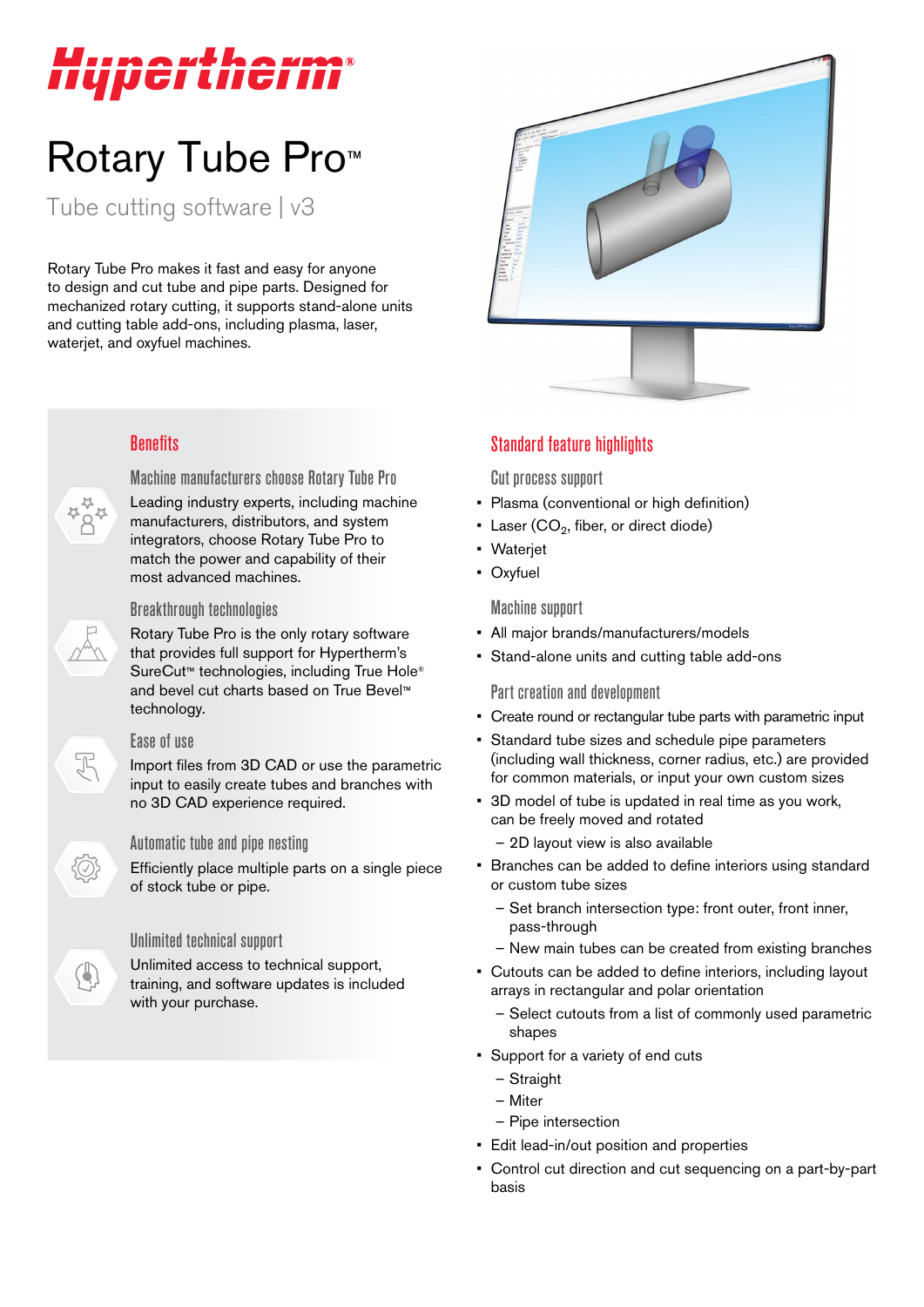# Hypertherm®

# Rotary Tube Pro™

Tube cutting software | v3

Rotary Tube Pro makes it fast and easy for anyone to design and cut tube and pipe parts. Designed for mechanized rotary cutting, it supports stand-alone units and cutting table add-ons, including plasma, laser, waterjet, and oxyfuel machines.

## Benefits

### Machine manufacturers choose Rotary Tube Pro

Leading industry experts, including machine manufacturers, distributors, and system integrators, choose Rotary Tube Pro to match the power and capability of their most advanced machines.

### Breakthrough technologies

Rotary Tube Pro is the only rotary software that provides full support for Hypertherm's SureCut™ technologies, including True Hole® and bevel cut charts based on True Bevel™ technology.

### Ease of use

Import files from 3D CAD or use the parametric input to easily create tubes and branches with no 3D CAD experience required.

### Automatic tube and pipe nesting

Efficiently place multiple parts on a single piece of stock tube or pipe.

### Unlimited technical support

Unlimited access to technical support, training, and software updates is included with your purchase.

## Standard feature highlights

### Cut process support

- Plasma (conventional or high definition)
- Laser ($CO_2$, fiber, or direct diode)
- Waterjet
- Oxyfuel

### Machine support

- All major brands/manufacturers/models
- Stand-alone units and cutting table add-ons

### Part creation and development

- Create round or rectangular tube parts with parametric input
- Standard tube sizes and schedule pipe parameters (including wall thickness, corner radius, etc.) are provided for common materials, or input your own custom sizes
- 3D model of tube is updated in real time as you work, can be freely moved and rotated
  - 2D layout view is also available
- Branches can be added to define interiors using standard or custom tube sizes
  - Set branch intersection type: front outer, front inner, pass-through
  - New main tubes can be created from existing branches
- Cutouts can be added to define interiors, including layout arrays in rectangular and polar orientation
  - Select cutouts from a list of commonly used parametric shapes
- Support for a variety of end cuts
  - Straight
  - Miter
  - Pipe intersection
- Edit lead-in/out position and properties
- Control cut direction and cut sequencing on a part-by-part basis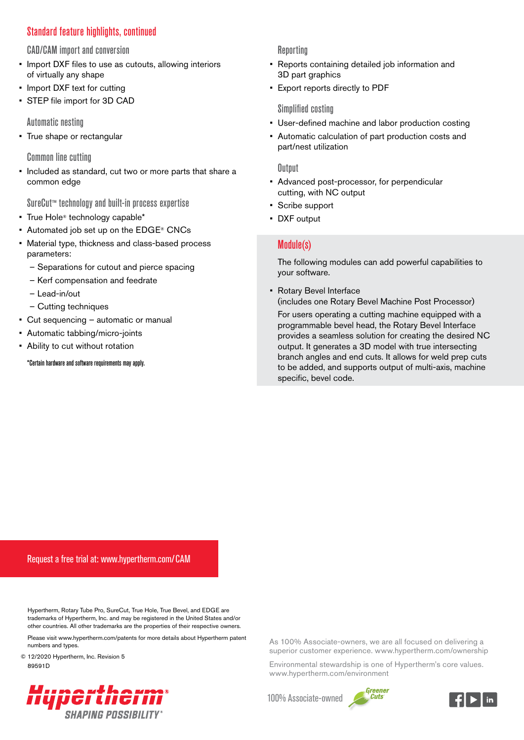## Standard feature highlights, continued

### CAD/CAM import and conversion

- Import DXF files to use as cutouts, allowing interiors of virtually any shape
- Import DXF text for cutting
- STEP file import for 3D CAD

### Automatic nesting

- True shape or rectangular

### Common line cutting

- Included as standard, cut two or more parts that share a common edge

### SureCut™ technology and built-in process expertise

- True Hole® technology capable*
- Automated job set up on the EDGE® CNCs
- Material type, thickness and class-based process parameters:
  - Separations for cutout and pierce spacing
  - Kerf compensation and feedrate
  - Lead-in/out
  - Cutting techniques
- Cut sequencing – automatic or manual
- Automatic tabbing/micro-joints
- Ability to cut without rotation

*Certain hardware and software requirements may apply.

### Reporting

- Reports containing detailed job information and 3D part graphics
- Export reports directly to PDF

### Simplified costing

- User-defined machine and labor production costing
- Automatic calculation of part production costs and part/nest utilization

### Output

- Advanced post-processor, for perpendicular cutting, with NC output
- Scribe support
- DXF output

## Module(s)

The following modules can add powerful capabilities to your software.

- Rotary Bevel Interface (includes one Rotary Bevel Machine Post Processor)

  For users operating a cutting machine equipped with a programmable bevel head, the Rotary Bevel Interface provides a seamless solution for creating the desired NC output. It generates a 3D model with true intersecting branch angles and end cuts. It allows for weld prep cuts to be added, and supports output of multi-axis, machine specific, bevel code.

Request a free trial at: www.hypertherm.com/CAM

Hypertherm, Rotary Tube Pro, SureCut, True Hole, True Bevel, and EDGE are trademarks of Hypertherm, Inc. and may be registered in the United States and/or other countries. All other trademarks are the properties of their respective owners.

Please visit www.hypertherm.com/patents for more details about Hypertherm patent numbers and types.

© 12/2020 Hypertherm, Inc. Revision 5
89591D

As 100% Associate-owners, we are all focused on delivering a superior customer experience. www.hypertherm.com/ownership

Environmental stewardship is one of Hypertherm's core values. www.hypertherm.com/environment

Hypertherm® SHAPING POSSIBILITY®

100% Associate-owned

Greener Cuts